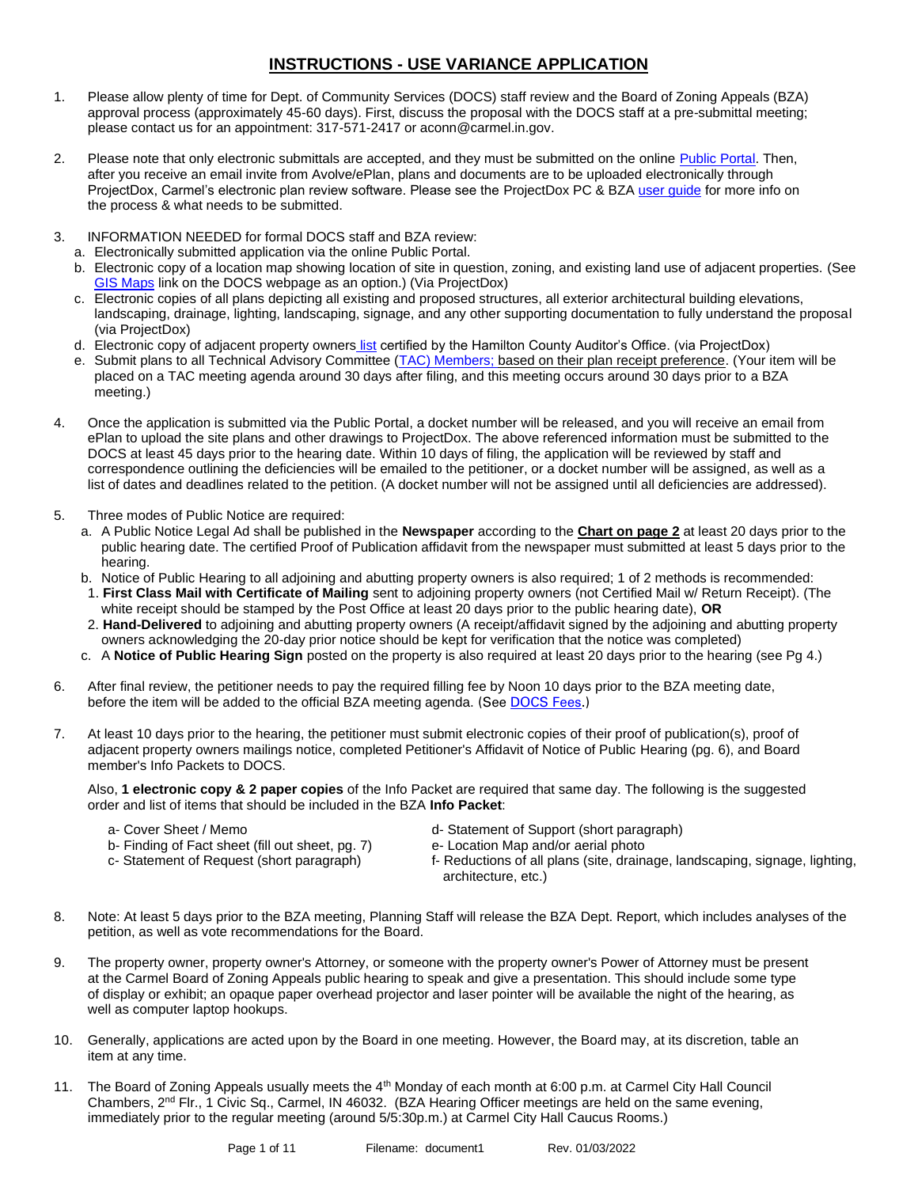# INSTRUCTIONS - USE VARIANCE APPLICATION

1. Please allow plenty of time for Dept. of Community Services (DOCS) staff review and the Board of Zoning Appeals (BZA) approval process (approximately 45-60 days). First, discuss the proposal with the DOCS staff at a pre-submittal meeting; please contact us for an appointment: 317-571-2417 or aconn@carmel.in.gov.

2. Please note that only electronic submittals are accepted, and they must be submitted on the online Public Portal. Then, after you receive an email invite from Avolve/ePlan, plans and documents are to be uploaded electronically through ProjectDox, Carmel's electronic plan review software. Please see the ProjectDox PC & BZA user guide for more info on the process & what needs to be submitted.

3. INFORMATION NEEDED for formal DOCS staff and BZA review:
   a. Electronically submitted application via the online Public Portal.
   b. Electronic copy of a location map showing location of site in question, zoning, and existing land use of adjacent properties. (See GIS Maps link on the DOCS webpage as an option.) (Via ProjectDox)
   c. Electronic copies of all plans depicting all existing and proposed structures, all exterior architectural building elevations, landscaping, drainage, lighting, landscaping, signage, and any other supporting documentation to fully understand the proposal (via ProjectDox)
   d. Electronic copy of adjacent property owners list certified by the Hamilton County Auditor's Office. (via ProjectDox)
   e. Submit plans to all Technical Advisory Committee (TAC) Members; based on their plan receipt preference. (Your item will be placed on a TAC meeting agenda around 30 days after filing, and this meeting occurs around 30 days prior to a BZA meeting.)

4. Once the application is submitted via the Public Portal, a docket number will be released, and you will receive an email from ePlan to upload the site plans and other drawings to ProjectDox. The above referenced information must be submitted to the DOCS at least 45 days prior to the hearing date. Within 10 days of filing, the application will be reviewed by staff and correspondence outlining the deficiencies will be emailed to the petitioner, or a docket number will be assigned, as well as a list of dates and deadlines related to the petition. (A docket number will not be assigned until all deficiencies are addressed).

5. Three modes of Public Notice are required:
   a. A Public Notice Legal Ad shall be published in the **Newspaper** according to the **Chart on page 2** at least 20 days prior to the public hearing date. The certified Proof of Publication affidavit from the newspaper must submitted at least 5 days prior to the hearing.
   b. Notice of Public Hearing to all adjoining and abutting property owners is also required; 1 of 2 methods is recommended:
      1. **First Class Mail with Certificate of Mailing** sent to adjoining property owners (not Certified Mail w/ Return Receipt). (The white receipt should be stamped by the Post Office at least 20 days prior to the public hearing date), **OR**
      2. **Hand-Delivered** to adjoining and abutting property owners (A receipt/affidavit signed by the adjoining and abutting property owners acknowledging the 20-day prior notice should be kept for verification that the notice was completed)
   c. A **Notice of Public Hearing Sign** posted on the property is also required at least 20 days prior to the hearing (see Pg 4.)

6. After final review, the petitioner needs to pay the required filling fee by Noon 10 days prior to the BZA meeting date, before the item will be added to the official BZA meeting agenda. (See DOCS Fees.)

7. At least 10 days prior to the hearing, the petitioner must submit electronic copies of their proof of publication(s), proof of adjacent property owners mailings notice, completed Petitioner's Affidavit of Notice of Public Hearing (pg. 6), and Board member's Info Packets to DOCS.

   Also, **1 electronic copy & 2 paper copies** of the Info Packet are required that same day. The following is the suggested order and list of items that should be included in the BZA **Info Packet**:

   a- Cover Sheet / Memo
   b- Finding of Fact sheet (fill out sheet, pg. 7)
   c- Statement of Request (short paragraph)
   d- Statement of Support (short paragraph)
   e- Location Map and/or aerial photo
   f- Reductions of all plans (site, drainage, landscaping, signage, lighting, architecture, etc.)

8. Note: At least 5 days prior to the BZA meeting, Planning Staff will release the BZA Dept. Report, which includes analyses of the petition, as well as vote recommendations for the Board.

9. The property owner, property owner's Attorney, or someone with the property owner's Power of Attorney must be present at the Carmel Board of Zoning Appeals public hearing to speak and give a presentation. This should include some type of display or exhibit; an opaque paper overhead projector and laser pointer will be available the night of the hearing, as well as computer laptop hookups.

10. Generally, applications are acted upon by the Board in one meeting. However, the Board may, at its discretion, table an item at any time.

11. The Board of Zoning Appeals usually meets the 4th Monday of each month at 6:00 p.m. at Carmel City Hall Council Chambers, 2nd Flr., 1 Civic Sq., Carmel, IN 46032. (BZA Hearing Officer meetings are held on the same evening, immediately prior to the regular meeting (around 5/5:30p.m.) at Carmel City Hall Caucus Rooms.)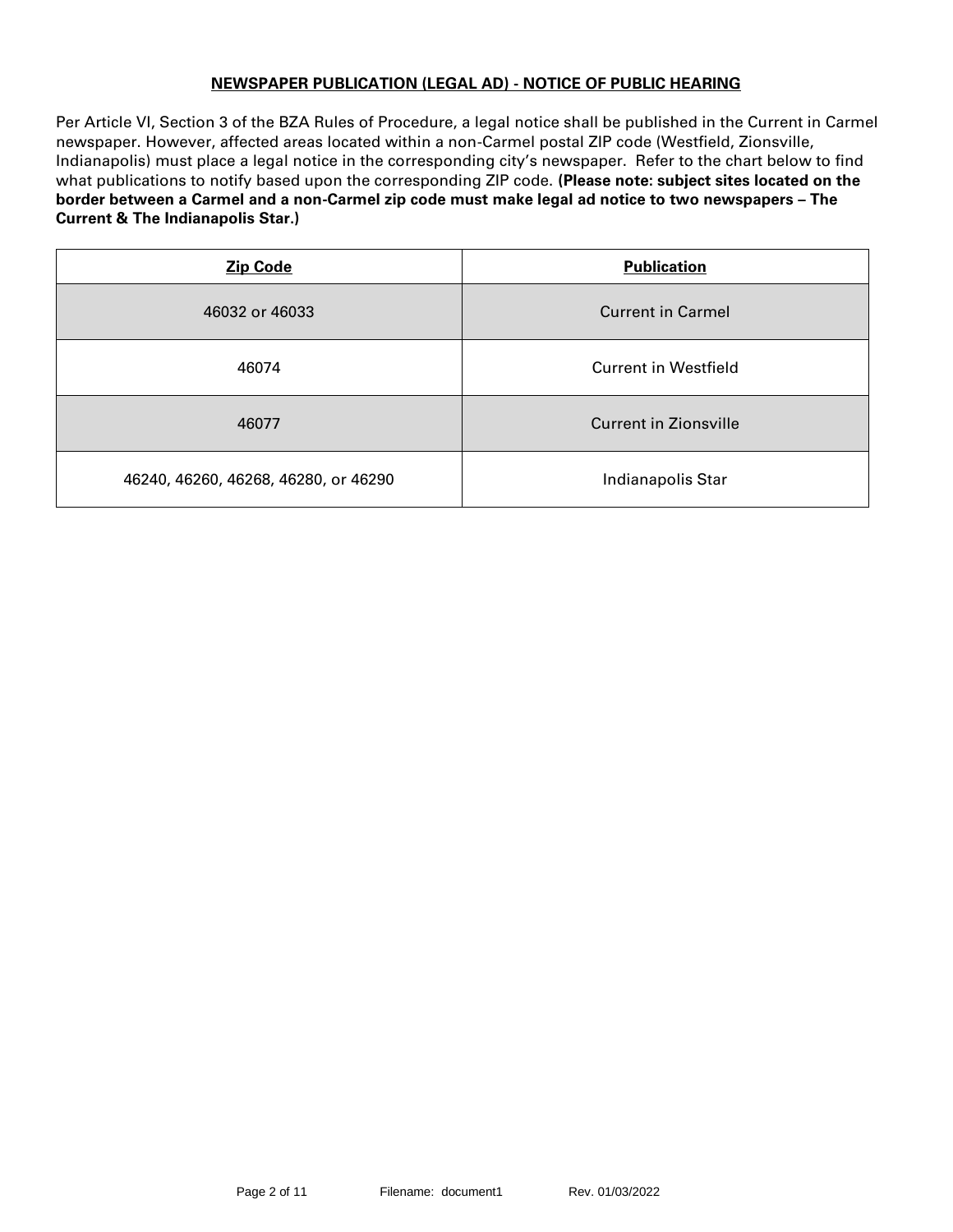## NEWSPAPER PUBLICATION (LEGAL AD) - NOTICE OF PUBLIC HEARING

Per Article VI, Section 3 of the BZA Rules of Procedure, a legal notice shall be published in the Current in Carmel newspaper. However, affected areas located within a non-Carmel postal ZIP code (Westfield, Zionsville, Indianapolis) must place a legal notice in the corresponding city's newspaper. Refer to the chart below to find what publications to notify based upon the corresponding ZIP code. **(Please note: subject sites located on the border between a Carmel and a non-Carmel zip code must make legal ad notice to two newspapers – The Current & The Indianapolis Star.)**

| Zip Code | Publication |
| --- | --- |
| 46032 or 46033 | Current in Carmel |
| 46074 | Current in Westfield |
| 46077 | Current in Zionsville |
| 46240, 46260, 46268, 46280, or 46290 | Indianapolis Star |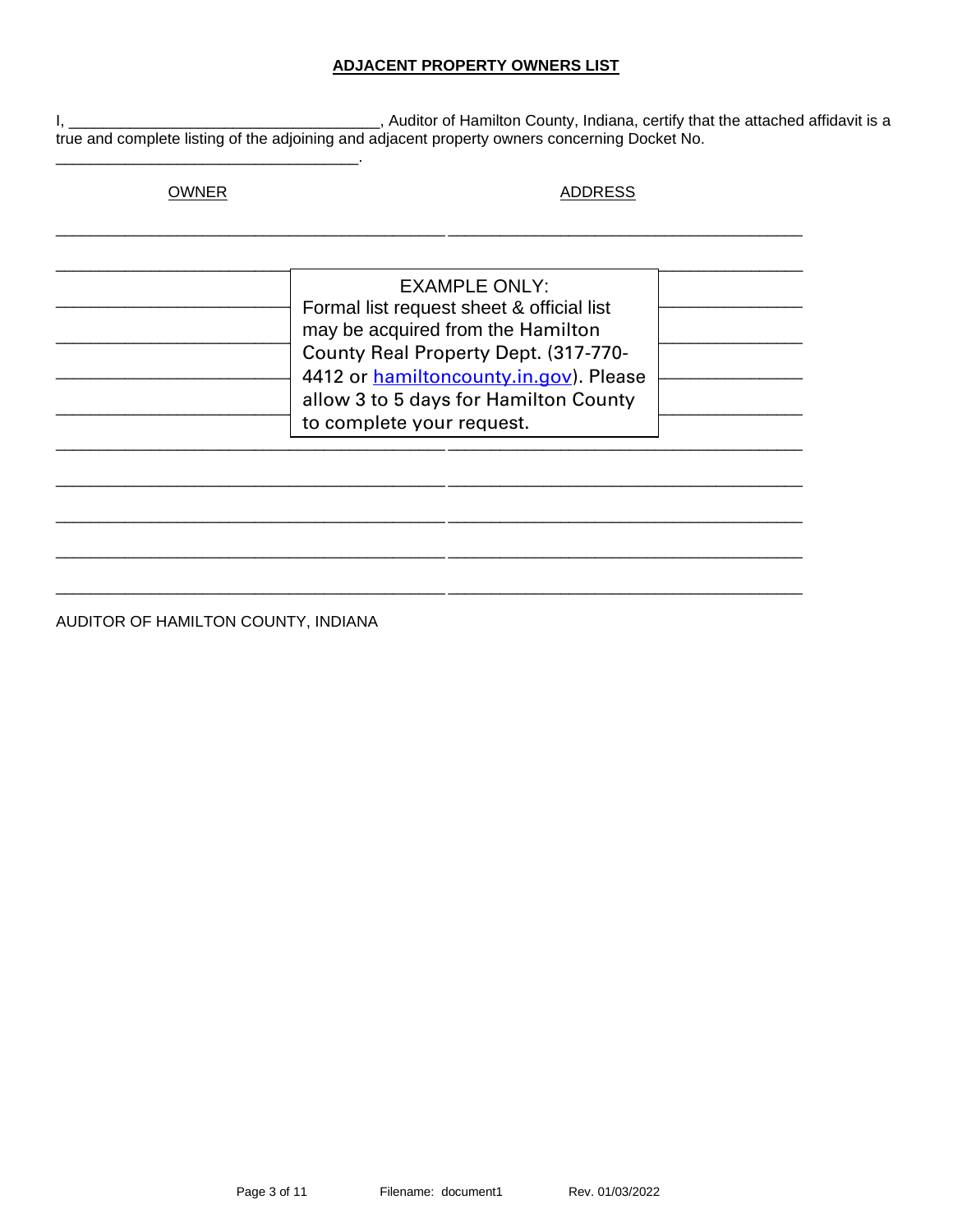**ADJACENT PROPERTY OWNERS LIST**

I, ____________________________________, Auditor of Hamilton County, Indiana, certify that the attached affidavit is a true and complete listing of the adjoining and adjacent property owners concerning Docket No. ____________________________________.

| OWNER | ADDRESS |
| --- | --- |
| __________________________________________ | ______________________________________ |
| __________________________________________ | ______________________________________ |
| __________________________________________ | ______________________________________ |
| __________________________________________ | ______________________________________ |
| __________________________________________ | ______________________________________ |
| __________________________________________ | ______________________________________ |
| __________________________________________ | ______________________________________ |
| __________________________________________ | ______________________________________ |
| __________________________________________ | ______________________________________ |
| __________________________________________ | ______________________________________ |
| __________________________________________ | ______________________________________ |

EXAMPLE ONLY:
Formal list request sheet & official list may be acquired from the Hamilton County Real Property Dept. (317-770-4412 or hamiltoncounty.in.gov). Please allow 3 to 5 days for Hamilton County to complete your request.

AUDITOR OF HAMILTON COUNTY, INDIANA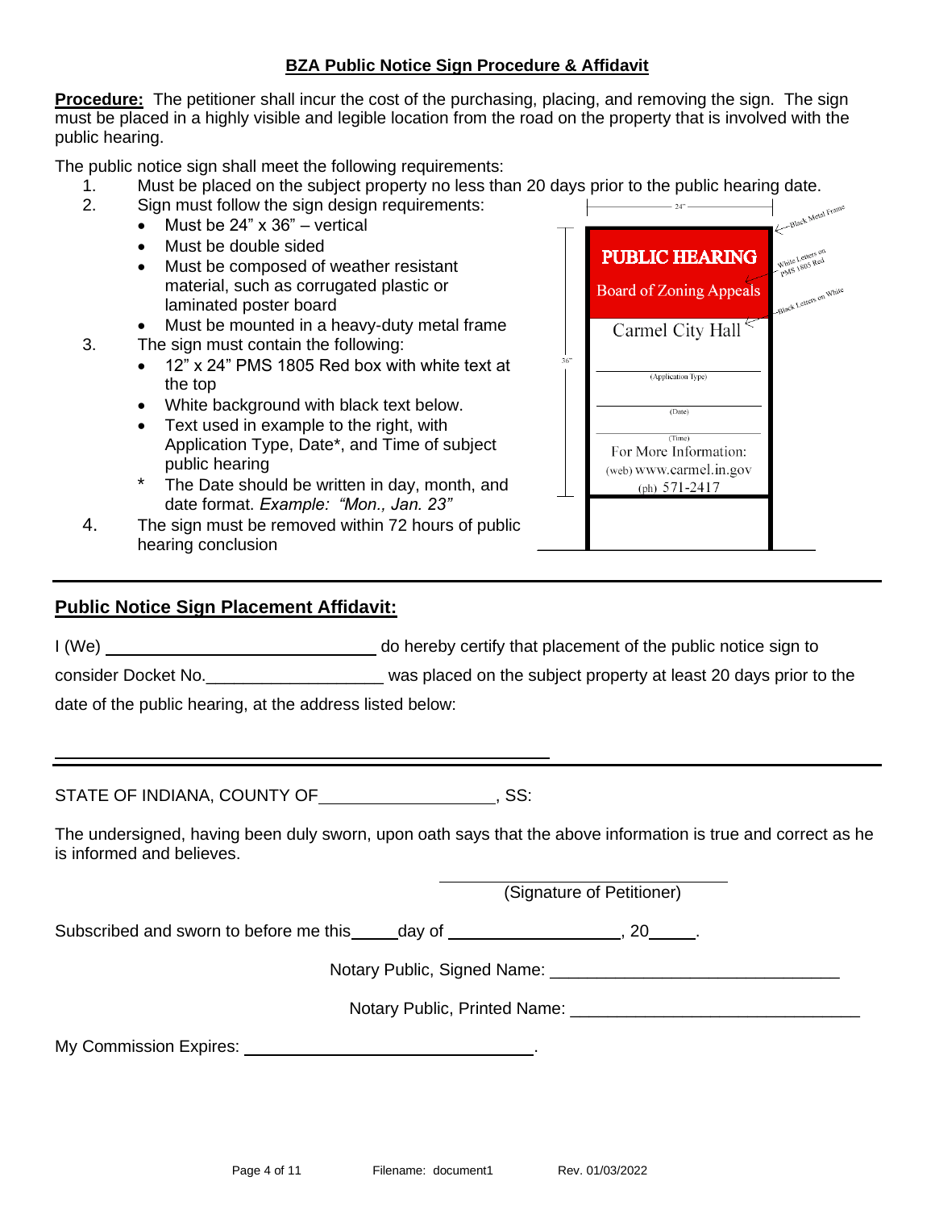## BZA Public Notice Sign Procedure & Affidavit

**Procedure:** The petitioner shall incur the cost of the purchasing, placing, and removing the sign. The sign must be placed in a highly visible and legible location from the road on the property that is involved with the public hearing.

The public notice sign shall meet the following requirements:

1. Must be placed on the subject property no less than 20 days prior to the public hearing date.
2. Sign must follow the sign design requirements:
   - Must be 24" x 36" – vertical
   - Must be double sided
   - Must be composed of weather resistant material, such as corrugated plastic or laminated poster board
   - Must be mounted in a heavy-duty metal frame
3. The sign must contain the following:
   - 12" x 24" PMS 1805 Red box with white text at the top
   - White background with black text below.
   - Text used in example to the right, with Application Type, Date*, and Time of subject public hearing
   
   \* The Date should be written in day, month, and date format. *Example: "Mon., Jan. 23"*
4. The sign must be removed within 72 hours of public hearing conclusion

24"

36"

← Black Metal Frame

White Letters on PMS 1805 Red

Black Letters on White

**PUBLIC HEARING**

Board of Zoning Appeals

Carmel City Hall

_______________
(Application Type)

_______________
(Date)

_______________
(Time)

For More Information:
(web) www.carmel.in.gov
(ph) 571-2417

---

## Public Notice Sign Placement Affidavit:

I (We) ______________________________ do hereby certify that placement of the public notice sign to consider Docket No.___________________ was placed on the subject property at least 20 days prior to the date of the public hearing, at the address listed below:

________________________________________________________

---

STATE OF INDIANA, COUNTY OF___________________, SS:

The undersigned, having been duly sworn, upon oath says that the above information is true and correct as he is informed and believes.

________________________________
(Signature of Petitioner)

Subscribed and sworn to before me this_____day of __________________, 20_____.

Notary Public, Signed Name: ______________________________

Notary Public, Printed Name: ______________________________

My Commission Expires: ______________________________.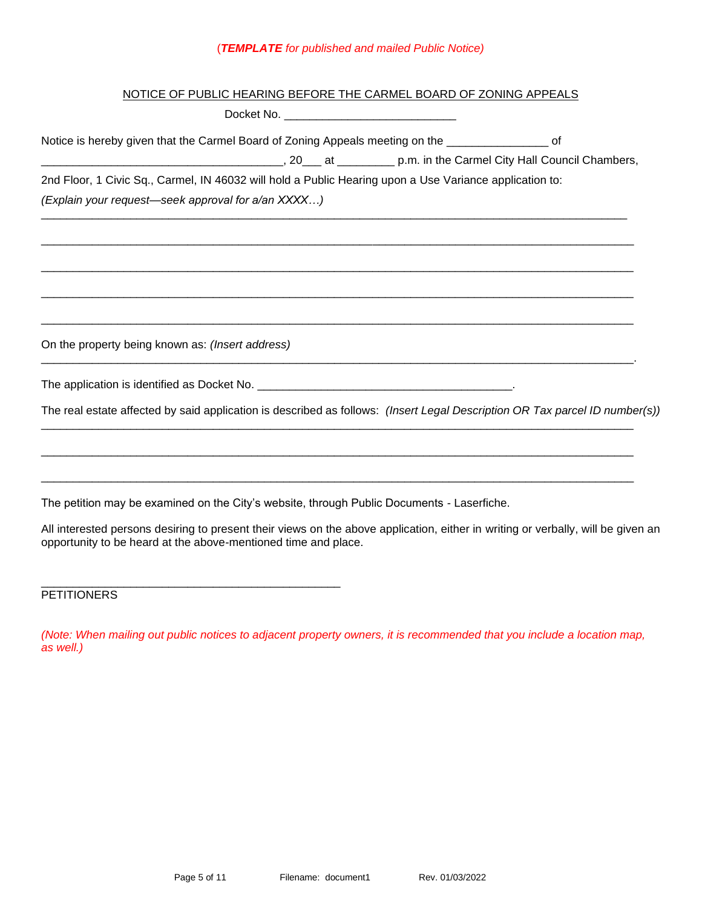(***TEMPLATE*** *for published and mailed Public Notice)*

NOTICE OF PUBLIC HEARING BEFORE THE CARMEL BOARD OF ZONING APPEALS

Docket No. ___________________________

Notice is hereby given that the Carmel Board of Zoning Appeals meeting on the _______________ of ____________________________________, 20___ at _________ p.m. in the Carmel City Hall Council Chambers, 2nd Floor, 1 Civic Sq., Carmel, IN 46032 will hold a Public Hearing upon a Use Variance application to:
*(Explain your request—seek approval for a/an XXXX…)*

_____________________________________________________________________________________________

_____________________________________________________________________________________________

_____________________________________________________________________________________________

_____________________________________________________________________________________________

_____________________________________________________________________________________________

On the property being known as: *(Insert address)*

_____________________________________________________________________________________________.

The application is identified as Docket No. ________________________________________.

The real estate affected by said application is described as follows: *(Insert Legal Description OR Tax parcel ID number(s))*

_____________________________________________________________________________________________

_____________________________________________________________________________________________

_____________________________________________________________________________________________

The petition may be examined on the City's website, through Public Documents - Laserfiche.

All interested persons desiring to present their views on the above application, either in writing or verbally, will be given an opportunity to be heard at the above-mentioned time and place.

_______________________________________________

PETITIONERS

*(Note: When mailing out public notices to adjacent property owners, it is recommended that you include a location map, as well.)*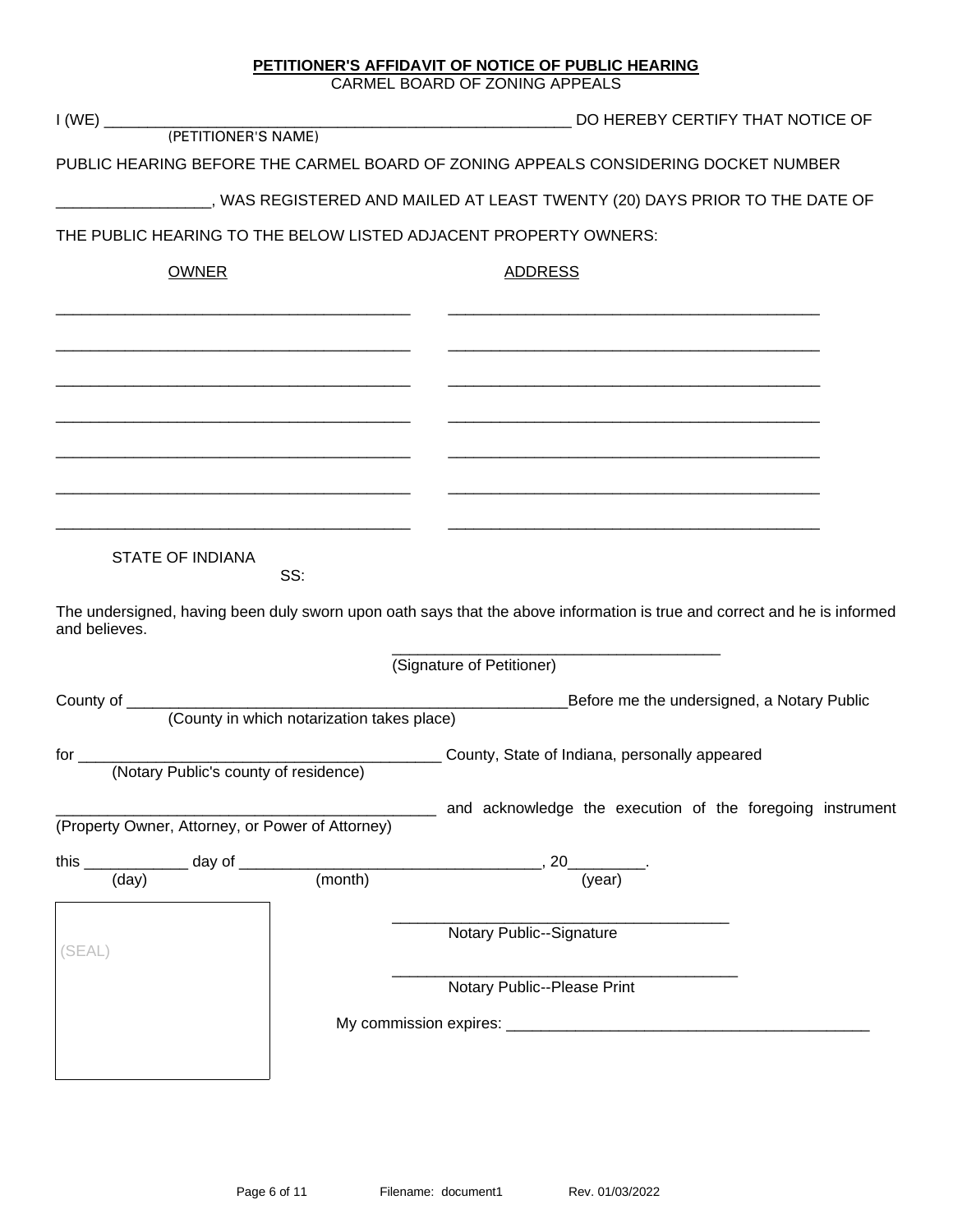**PETITIONER'S AFFIDAVIT OF NOTICE OF PUBLIC HEARING**

CARMEL BOARD OF ZONING APPEALS

I (WE) ______________________________________________________ DO HEREBY CERTIFY THAT NOTICE OF
(PETITIONER'S NAME)

PUBLIC HEARING BEFORE THE CARMEL BOARD OF ZONING APPEALS CONSIDERING DOCKET NUMBER

_________________, WAS REGISTERED AND MAILED AT LEAST TWENTY (20) DAYS PRIOR TO THE DATE OF

THE PUBLIC HEARING TO THE BELOW LISTED ADJACENT PROPERTY OWNERS:

| OWNER | ADDRESS |
| --- | --- |
| ________________________________________ | ___________________________________________ |
| ________________________________________ | ___________________________________________ |
| ________________________________________ | ___________________________________________ |
| ________________________________________ | ___________________________________________ |
| ________________________________________ | ___________________________________________ |
| ________________________________________ | ___________________________________________ |
| ________________________________________ | ___________________________________________ |

STATE OF INDIANA
SS:

The undersigned, having been duly sworn upon oath says that the above information is true and correct and he is informed and believes.

_____________________________________
(Signature of Petitioner)

County of ____________________________________________________Before me the undersigned, a Notary Public
(County in which notarization takes place)

for _________________________________________ County, State of Indiana, personally appeared
(Notary Public's county of residence)

___________________________________________ and acknowledge the execution of the foregoing instrument
(Property Owner, Attorney, or Power of Attorney)

this ____________ day of ___________________________________, 20_________.
(day) (month) (year)

(SEAL)

______________________________________
Notary Public--Signature

______________________________________
Notary Public--Please Print

My commission expires: _________________________________________

Filename: document1 Rev. 01/03/2022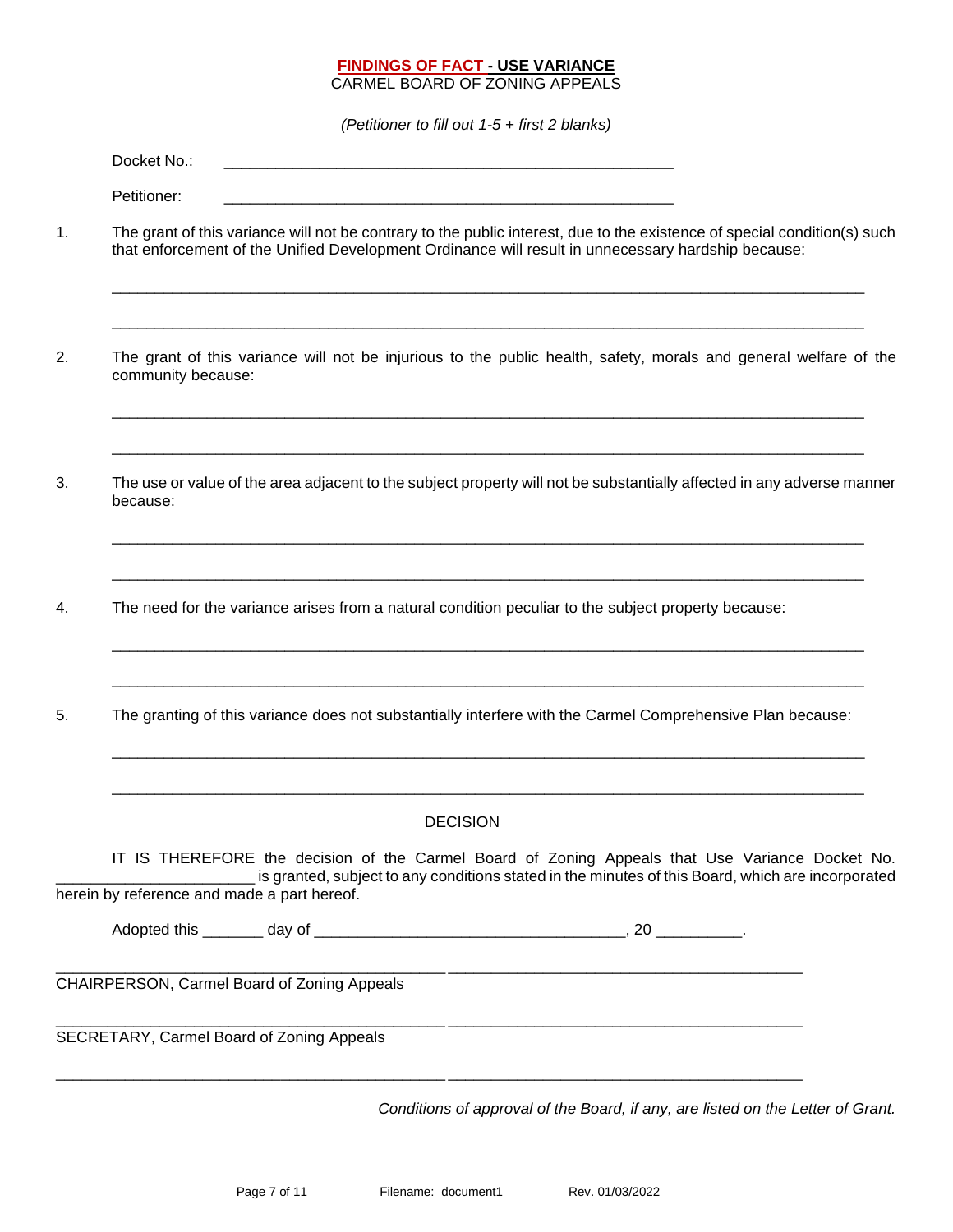## FINDINGS OF FACT - USE VARIANCE

CARMEL BOARD OF ZONING APPEALS

*(Petitioner to fill out 1-5 + first 2 blanks)*

Docket No.: ____________________________________________________

Petitioner: ____________________________________________________

1. The grant of this variance will not be contrary to the public interest, due to the existence of special condition(s) such that enforcement of the Unified Development Ordinance will result in unnecessary hardship because:

_____________________________________________________________________________________

_____________________________________________________________________________________

2. The grant of this variance will not be injurious to the public health, safety, morals and general welfare of the community because:

_____________________________________________________________________________________

_____________________________________________________________________________________

3. The use or value of the area adjacent to the subject property will not be substantially affected in any adverse manner because:

_____________________________________________________________________________________

_____________________________________________________________________________________

4. The need for the variance arises from a natural condition peculiar to the subject property because:

_____________________________________________________________________________________

_____________________________________________________________________________________

5. The granting of this variance does not substantially interfere with the Carmel Comprehensive Plan because:

_____________________________________________________________________________________

_____________________________________________________________________________________

### DECISION

IT IS THEREFORE the decision of the Carmel Board of Zoning Appeals that Use Variance Docket No. ______________________ is granted, subject to any conditions stated in the minutes of this Board, which are incorporated herein by reference and made a part hereof.

Adopted this _______ day of ___________________________________, 20 _________.

_____________________________________________________________________________________

CHAIRPERSON, Carmel Board of Zoning Appeals

_____________________________________________________________________________________

SECRETARY, Carmel Board of Zoning Appeals

_____________________________________________________________________________________

*Conditions of approval of the Board, if any, are listed on the Letter of Grant.*

Filename: document1 Rev. 01/03/2022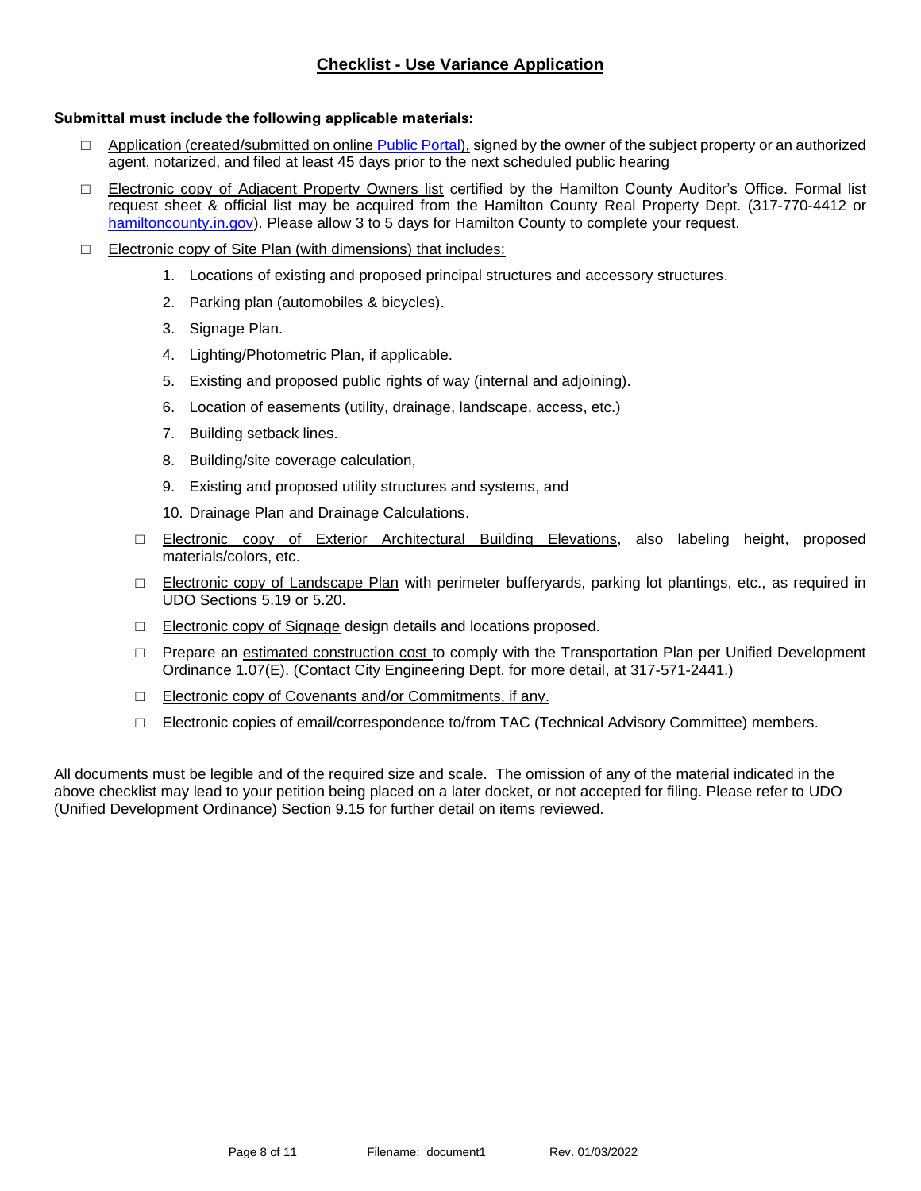## Checklist - Use Variance Application

**Submittal must include the following applicable materials:**

- ☐ Application (created/submitted on online Public Portal), signed by the owner of the subject property or an authorized agent, notarized, and filed at least 45 days prior to the next scheduled public hearing
- ☐ Electronic copy of Adjacent Property Owners list certified by the Hamilton County Auditor's Office. Formal list request sheet & official list may be acquired from the Hamilton County Real Property Dept. (317-770-4412 or hamiltoncounty.in.gov). Please allow 3 to 5 days for Hamilton County to complete your request.
- ☐ Electronic copy of Site Plan (with dimensions) that includes:
    1. Locations of existing and proposed principal structures and accessory structures.
    2. Parking plan (automobiles & bicycles).
    3. Signage Plan.
    4. Lighting/Photometric Plan, if applicable.
    5. Existing and proposed public rights of way (internal and adjoining).
    6. Location of easements (utility, drainage, landscape, access, etc.)
    7. Building setback lines.
    8. Building/site coverage calculation,
    9. Existing and proposed utility structures and systems, and
    10. Drainage Plan and Drainage Calculations.
    - ☐ Electronic copy of Exterior Architectural Building Elevations, also labeling height, proposed materials/colors, etc.
    - ☐ Electronic copy of Landscape Plan with perimeter bufferyards, parking lot plantings, etc., as required in UDO Sections 5.19 or 5.20.
    - ☐ Electronic copy of Signage design details and locations proposed.
    - ☐ Prepare an estimated construction cost to comply with the Transportation Plan per Unified Development Ordinance 1.07(E). (Contact City Engineering Dept. for more detail, at 317-571-2441.)
    - ☐ Electronic copy of Covenants and/or Commitments, if any.
    - ☐ Electronic copies of email/correspondence to/from TAC (Technical Advisory Committee) members.

All documents must be legible and of the required size and scale. The omission of any of the material indicated in the above checklist may lead to your petition being placed on a later docket, or not accepted for filing. Please refer to UDO (Unified Development Ordinance) Section 9.15 for further detail on items reviewed.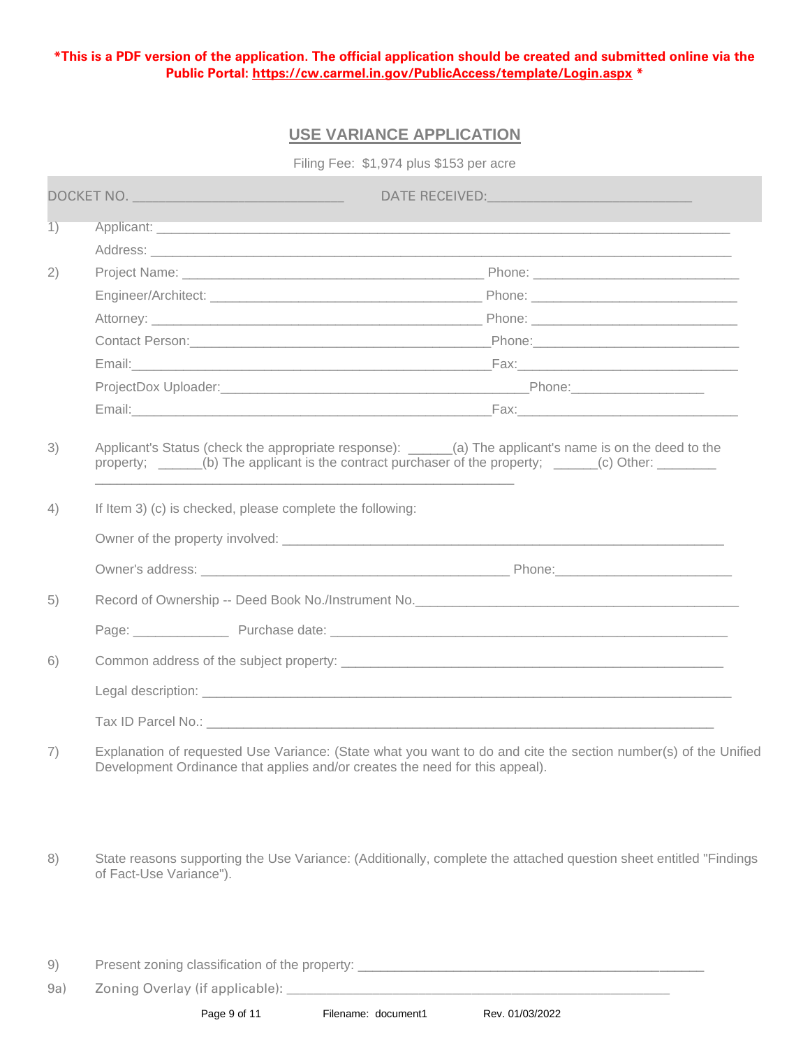**\*This is a PDF version of the application. The official application should be created and submitted online via the Public Portal: https://cw.carmel.in.gov/PublicAccess/template/Login.aspx \***

# USE VARIANCE APPLICATION

Filing Fee: $1,974 plus $153 per acre

DOCKET NO. ____________________________ DATE RECEIVED:___________________________

1) Applicant: ______________________________________________________________________________

Address: ______________________________________________________________________________

2) Project Name: ________________________________________ Phone: ____________________________

Engineer/Architect: ____________________________________ Phone: ____________________________

Attorney: _____________________________________________ Phone: ____________________________

Contact Person:_________________________________________Phone:____________________________

Email:________________________________________________Fax:______________________________

ProjectDox Uploader:_________________________________________Phone:__________________

Email:________________________________________________Fax:______________________________

3) Applicant's Status (check the appropriate response): ______(a) The applicant's name is on the deed to the property; ______(b) The applicant is the contract purchaser of the property; ______(c) Other: ________ ________________________________________________________

4) If Item 3) (c) is checked, please complete the following:

Owner of the property involved: __________________________________________________________

Owner's address: _________________________________________ Phone:________________________

5) Record of Ownership -- Deed Book No./Instrument No.___________________________________________

Page: _____________ Purchase date: _____________________________________________________

6) Common address of the subject property: ___________________________________________________

Legal description: _______________________________________________________________________

Tax ID Parcel No.: _____________________________________________________________________

7) Explanation of requested Use Variance: (State what you want to do and cite the section number(s) of the Unified Development Ordinance that applies and/or creates the need for this appeal).

8) State reasons supporting the Use Variance: (Additionally, complete the attached question sheet entitled "Findings of Fact-Use Variance").

9) Present zoning classification of the property: _____________________________________________

9a) Zoning Overlay (if applicable): ____________________________________________________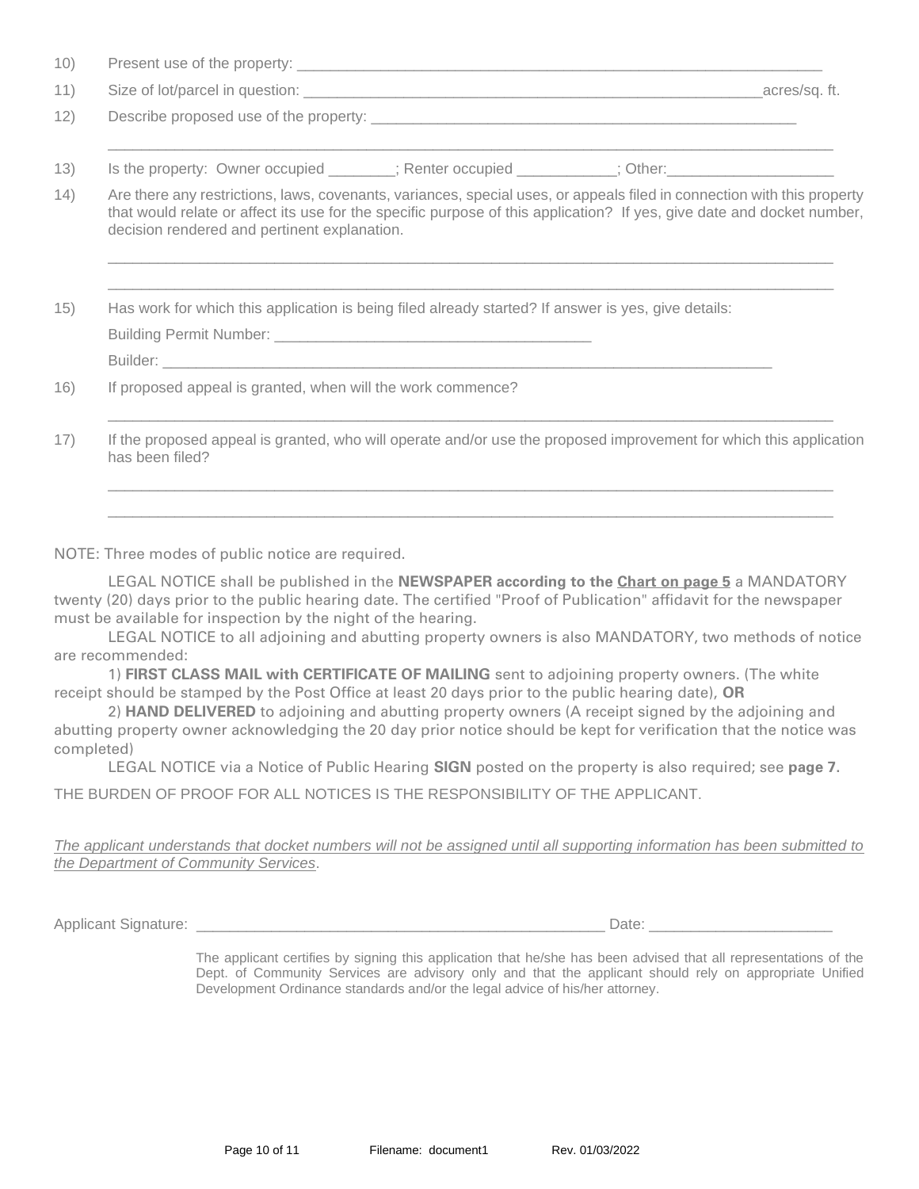10) Present use of the property: ________________________________________________________________

11) Size of lot/parcel in question: ________________________________________________________acres/sq. ft.

12) Describe proposed use of the property: __________________________________________________

_________________________________________________________________________________________

13) Is the property: Owner occupied ________; Renter occupied ____________; Other:____________________

14) Are there any restrictions, laws, covenants, variances, special uses, or appeals filed in connection with this property that would relate or affect its use for the specific purpose of this application? If yes, give date and docket number, decision rendered and pertinent explanation.

_________________________________________________________________________________________

_________________________________________________________________________________________

15) Has work for which this application is being filed already started? If answer is yes, give details:

Building Permit Number: ______________________________________

Builder: ________________________________________________________________________

16) If proposed appeal is granted, when will the work commence?

_________________________________________________________________________________________

17) If the proposed appeal is granted, who will operate and/or use the proposed improvement for which this application has been filed?

_________________________________________________________________________________________

_________________________________________________________________________________________

NOTE: Three modes of public notice are required.

LEGAL NOTICE shall be published in the **NEWSPAPER according to the Chart on page 5** a MANDATORY twenty (20) days prior to the public hearing date. The certified "Proof of Publication" affidavit for the newspaper must be available for inspection by the night of the hearing.

LEGAL NOTICE to all adjoining and abutting property owners is also MANDATORY, two methods of notice are recommended:

1) **FIRST CLASS MAIL with CERTIFICATE OF MAILING** sent to adjoining property owners. (The white receipt should be stamped by the Post Office at least 20 days prior to the public hearing date), **OR**

2) **HAND DELIVERED** to adjoining and abutting property owners (A receipt signed by the adjoining and abutting property owner acknowledging the 20 day prior notice should be kept for verification that the notice was completed)

LEGAL NOTICE via a Notice of Public Hearing **SIGN** posted on the property is also required; see **page 7**.

THE BURDEN OF PROOF FOR ALL NOTICES IS THE RESPONSIBILITY OF THE APPLICANT.

*The applicant understands that docket numbers will not be assigned until all supporting information has been submitted to the Department of Community Services*.

Applicant Signature: __________________________________________________ Date: ______________________

The applicant certifies by signing this application that he/she has been advised that all representations of the Dept. of Community Services are advisory only and that the applicant should rely on appropriate Unified Development Ordinance standards and/or the legal advice of his/her attorney.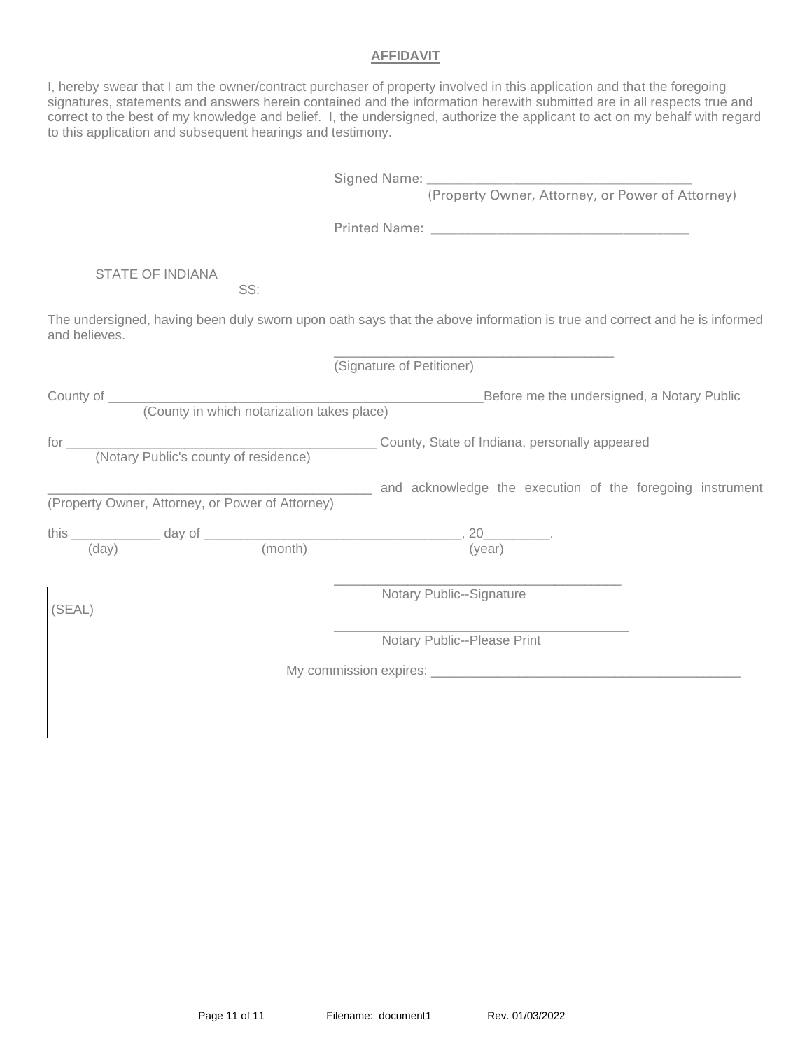**AFFIDAVIT**

I, hereby swear that I am the owner/contract purchaser of property involved in this application and that the foregoing signatures, statements and answers herein contained and the information herewith submitted are in all respects true and correct to the best of my knowledge and belief. I, the undersigned, authorize the applicant to act on my behalf with regard to this application and subsequent hearings and testimony.

Signed Name: ____________________________________
(Property Owner, Attorney, or Power of Attorney)

Printed Name: ____________________________________

STATE OF INDIANA
SS:

The undersigned, having been duly sworn upon oath says that the above information is true and correct and he is informed and believes.

______________________________________
(Signature of Petitioner)

County of ____________________________________________________ Before me the undersigned, a Notary Public
(County in which notarization takes place)

for __________________________________________ County, State of Indiana, personally appeared
(Notary Public's county of residence)

__________________________________________ and acknowledge the execution of the foregoing instrument
(Property Owner, Attorney, or Power of Attorney)

this ____________ day of __________________________________, 20_________.
(day) (month) (year)

(SEAL)

______________________________________
Notary Public--Signature

______________________________________
Notary Public--Please Print

My commission expires: __________________________________________